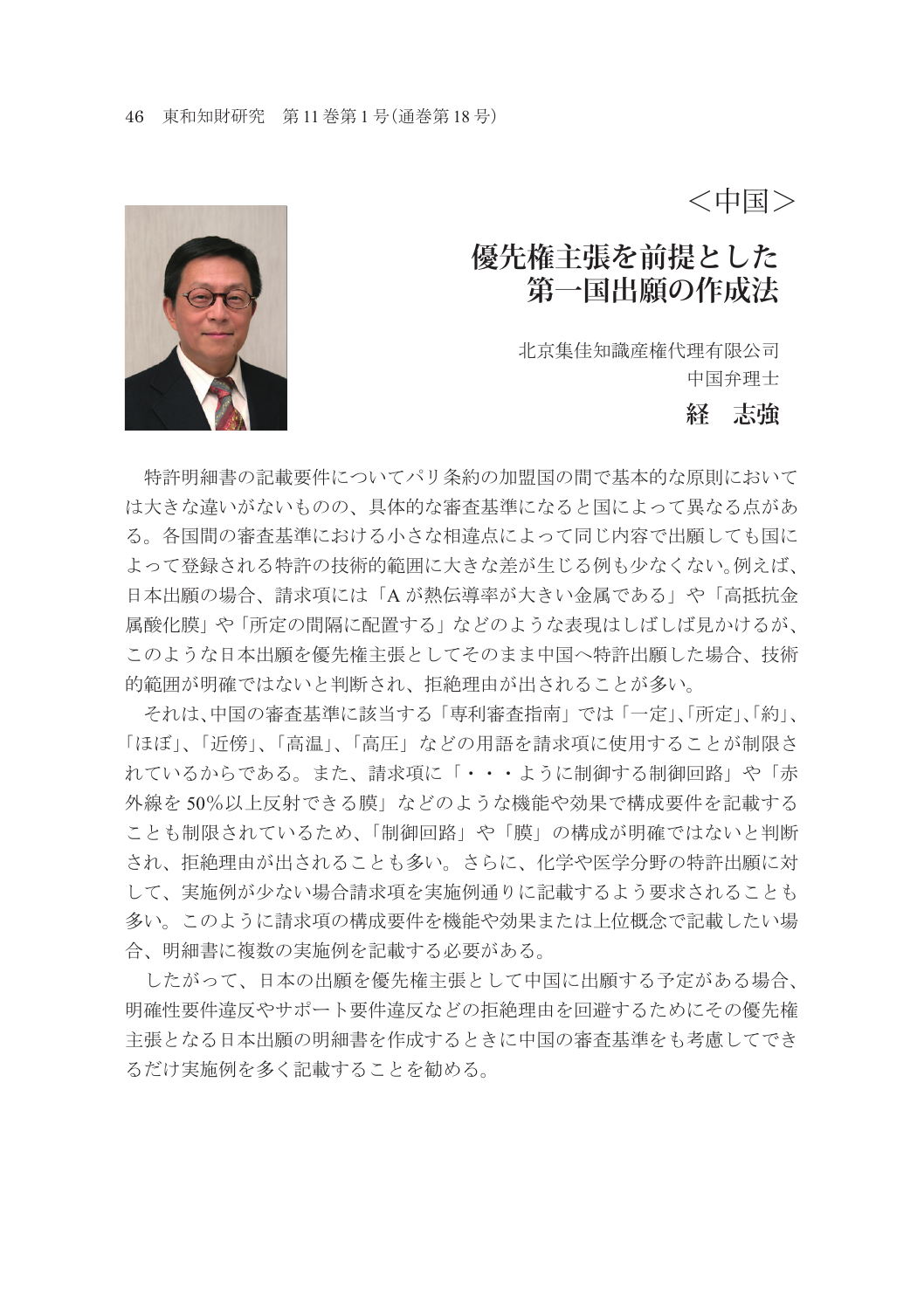＜中国＞

# 優先権主張を前提とした第一国出願の作成法

北京集佳知識産権代理有限公司
中国弁理士
**経　志強**

特許明細書の記載要件についてパリ条約の加盟国の間で基本的な原則においては大きな違いがないものの、具体的な審査基準になると国によって異なる点がある。各国間の審査基準における小さな相違点によって同じ内容で出願しても国によって登録される特許の技術的範囲に大きな差が生じる例も少なくない。例えば、日本出願の場合、請求項には「Aが熱伝導率が大きい金属である」や「高抵抗金属酸化膜」や「所定の間隔に配置する」などのような表現はしばしば見かけるが、このような日本出願を優先権主張としてそのまま中国へ特許出願した場合、技術的範囲が明確ではないと判断され、拒絶理由が出されることが多い。

それは、中国の審査基準に該当する「専利審査指南」では「一定」、「所定」、「約」、「ほぼ」、「近傍」、「高温」、「高圧」などの用語を請求項に使用することが制限されているからである。また、請求項に「・・・ように制御する制御回路」や「赤外線を50%以上反射できる膜」などのような機能や効果で構成要件を記載することも制限されているため、「制御回路」や「膜」の構成が明確ではないと判断され、拒絶理由が出されることも多い。さらに、化学や医学分野の特許出願に対して、実施例が少ない場合請求項を実施例通りに記載するよう要求されることも多い。このように請求項の構成要件を機能や効果または上位概念で記載したい場合、明細書に複数の実施例を記載する必要がある。

したがって、日本の出願を優先権主張として中国に出願する予定がある場合、明確性要件違反やサポート要件違反などの拒絶理由を回避するためにその優先権主張となる日本出願の明細書を作成するときに中国の審査基準をも考慮してできるだけ実施例を多く記載することを勧める。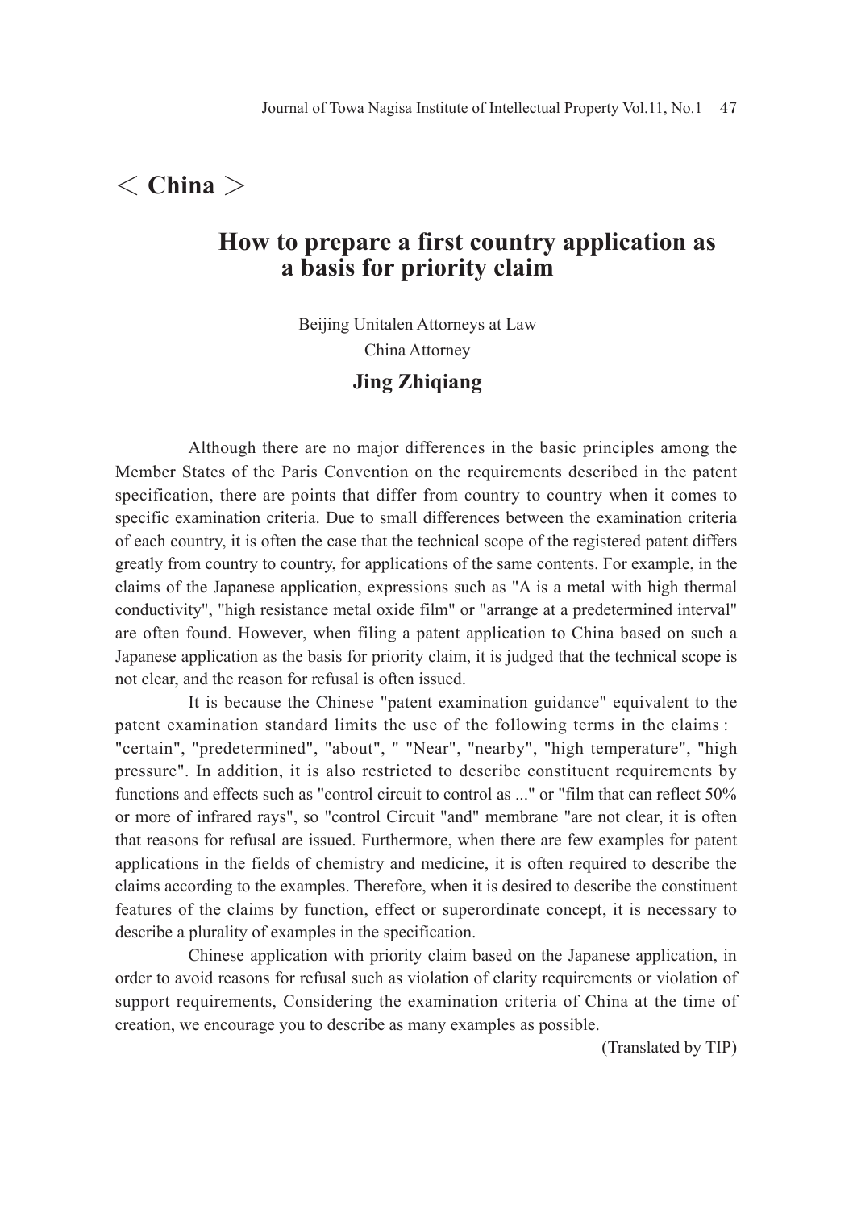## < China >

# How to prepare a first country application as a basis for priority claim

Beijing Unitalen Attorneys at Law

China Attorney

**Jing Zhiqiang**

Although there are no major differences in the basic principles among the Member States of the Paris Convention on the requirements described in the patent specification, there are points that differ from country to country when it comes to specific examination criteria. Due to small differences between the examination criteria of each country, it is often the case that the technical scope of the registered patent differs greatly from country to country, for applications of the same contents. For example, in the claims of the Japanese application, expressions such as "A is a metal with high thermal conductivity", "high resistance metal oxide film" or "arrange at a predetermined interval" are often found. However, when filing a patent application to China based on such a Japanese application as the basis for priority claim, it is judged that the technical scope is not clear, and the reason for refusal is often issued.

It is because the Chinese "patent examination guidance" equivalent to the patent examination standard limits the use of the following terms in the claims : "certain", "predetermined", "about", " "Near", "nearby", "high temperature", "high pressure". In addition, it is also restricted to describe constituent requirements by functions and effects such as "control circuit to control as ..." or "film that can reflect 50% or more of infrared rays", so "control Circuit "and" membrane "are not clear, it is often that reasons for refusal are issued. Furthermore, when there are few examples for patent applications in the fields of chemistry and medicine, it is often required to describe the claims according to the examples. Therefore, when it is desired to describe the constituent features of the claims by function, effect or superordinate concept, it is necessary to describe a plurality of examples in the specification.

Chinese application with priority claim based on the Japanese application, in order to avoid reasons for refusal such as violation of clarity requirements or violation of support requirements, Considering the examination criteria of China at the time of creation, we encourage you to describe as many examples as possible.

(Translated by TIP)